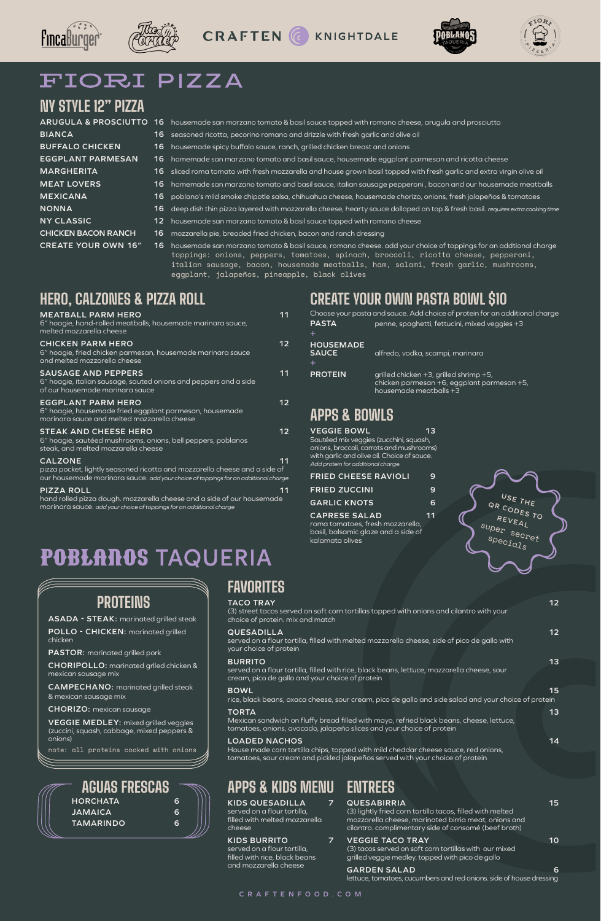FincaBurger | The Corner | CRAFTEN KNIGHTDALE | POBLANOS TAQUERIA | FIORI PIZZERIA

# FIORI PIZZA

## NY STYLE 12" PIZZA

| Item | Price | Description |
|---|---|---|
| ARUGULA & PROSCIUTTO | 16 | housemade san marzano tomato & basil sauce topped with romano cheese, arugula and prosciutto |
| BIANCA | 16 | seasoned ricotta, pecorino romano and drizzle with fresh garlic and olive oil |
| BUFFALO CHICKEN | 16 | housemade spicy buffalo sauce, ranch, grilled chicken breast and onions |
| EGGPLANT PARMESAN | 16 | homemade san marzano tomato and basil sauce, housemade eggplant parmesan and ricotta cheese |
| MARGHERITA | 16 | sliced roma tomato with fresh mozzarella and house grown basil topped with fresh garlic and extra virgin olive oil |
| MEAT LOVERS | 16 | homemade san marzano tomato and basil sauce, italian sausage pepperoni , bacon and our housemade meatballs |
| MEXICANA | 16 | poblano's mild smoke chipotle salsa, chihuahua cheese, housemade chorizo, onions, fresh jalapeños & tomatoes |
| NONNA | 16 | deep dish thin pizza layered with mozzarella cheese, hearty sauce dolloped on top & fresh basil. *requires extra cooking time* |
| NY CLASSIC | 12 | housemade san marzano tomato & basil sauce topped with romano cheese |
| CHICKEN BACON RANCH | 16 | mozzarella pie, breaded fried chicken, bacon and ranch dressing |
| CREATE YOUR OWN 16" | 16 | housemade san marzano tomato & basil sauce, romano cheese. add your choice of toppings for an addtional charge. toppings: onions, peppers, tomatoes, spinach, broccoli, ricotta cheese, pepperoni, italian sausage, bacon, housemade meatballs, ham, salami, fresh garlic, mushrooms, eggplant, jalapeños, pineapple, black olives |

## HERO, CALZONES & PIZZA ROLL

**MEATBALL PARM HERO** — 11
6" hoagie, hand-rolled meatballs, housemade marinara sauce, melted mozzarella cheese

**CHICKEN PARM HERO** — 12
6" hoagie, fried chicken parmesan, housemade marinara sauce and melted mozzarella cheese

**SAUSAGE AND PEPPERS** — 11
6" hoagie, italian sausage, sauted onions and peppers and a side of our housemade marinara sauce

**EGGPLANT PARM HERO** — 12
6" hoagie, housemade fried eggplant parmesan, housemade marinara sauce and melted mozzarella cheese

**STEAK AND CHEESE HERO** — 12
6" hoagie, sautéed mushrooms, onions, bell peppers, poblanos steak, and melted mozzarella cheese

**CALZONE** — 11
pizza pocket, lightly seasoned ricotta and mozzarella cheese and a side of our housemade marinara sauce. *add your choice of toppings for an additional charge*

**PIZZA ROLL** — 11
hand rolled pizza dough. mozzarella cheese and a side of our housemade marinara sauce. *add your choice of toppings for an additional charge*

## CREATE YOUR OWN PASTA BOWL $10

Choose your pasta and sauce. Add choice of protein for an additional charge

**PASTA**: penne, spaghetti, fettucini, mixed veggies +3

+

**HOUSEMADE SAUCE**: alfredo, vodka, scampi, marinara

+

**PROTEIN**: grilled chicken +3, grilled shrimp +5, chicken parmesan +6, eggplant parmesan +5, housemade meatballs +3

## APPS & BOWLS

**VEGGIE BOWL** — 13
Sautéed mix veggies (zucchini, squash, onions, broccoli, carrots and mushrooms) with garlic and olive oil. Choice of sauce.
*Add protein for additional charge.*

**FRIED CHEESE RAVIOLI** — 9

**FRIED ZUCCINI** — 9

**GARLIC KNOTS** — 6

**CAPRESE SALAD** — 11
roma tomatoes, fresh mozzarella, basil, balsamic glaze and a side of kalamata olives

USE THE QR CODES TO REVEAL super secret specials

# POBLANOS TAQUERIA

## PROTEINS

**ASADA - STEAK:** marinated grilled steak

**POLLO - CHICKEN:** marinated grilled chicken

**PASTOR:** marinated grilled pork

**CHORIPOLLO:** marinated grlled chicken & mexican sausage mix

**CAMPECHANO:** marinated grilled steak & mexican sausage mix

**CHORIZO:** mexican sausage

**VEGGIE MEDLEY:** mixed grilled veggies (zuccini, squash, cabbage, mixed peppers & onions)

note: all proteins cooked with onions

## AGUAS FRESCAS

| Item | Price |
|---|---|
| HORCHATA | 6 |
| JAMAICA | 6 |
| TAMARINDO | 6 |

## FAVORITES

**TACO TRAY** — 12
(3) street tacos served on soft corn tortillas topped with onions and cilantro with your choice of protein. mix and match

**QUESADILLA** — 12
served on a flour tortilla, filled with melted mozzarella cheese, side of pico de gallo with your choice of protein

**BURRITO** — 13
served on a flour tortilla, filled with rice, black beans, lettuce, mozzarella cheese, sour cream, pico de gallo and your choice of protein

**BOWL** — 15
rice, black beans, oxaca cheese, sour cream, pico de gallo and side salad and your choice of protein

**TORTA** — 13
Mexican sandwich on fluffy bread filled with mayo, refried black beans, cheese, lettuce, tomatoes, onions, avocado, jalapeño slices and your choice of protein

**LOADED NACHOS** — 14
House made corn tortilla chips, topped with mild cheddar cheese sauce, red onions, tomatoes, sour cream and pickled jalapeños served with your choice of protein

## APPS & KIDS MENU

**KIDS QUESADILLA** — 7
served on a flour tortilla, filled with melted mozzarella cheese

**KIDS BURRITO** — 7
served on a flour tortilla, filled with rice, black beans and mozzarella cheese

## ENTREES

**QUESABIRRIA** — 15
(3) lightly fried corn tortilla tacos, filled with melted mozzarella cheese, marinated birria meat, onions and cilantro. complimentary side of consomé (beef broth)

**VEGGIE TACO TRAY** — 10
(3) tacos served on soft corn tortillas with our mixed grilled veggie medley. topped with pico de gallo

**GARDEN SALAD** — 6
lettuce, tomatoes, cucumbers and red onions. side of house dressing

CRAFTENFOOD.COM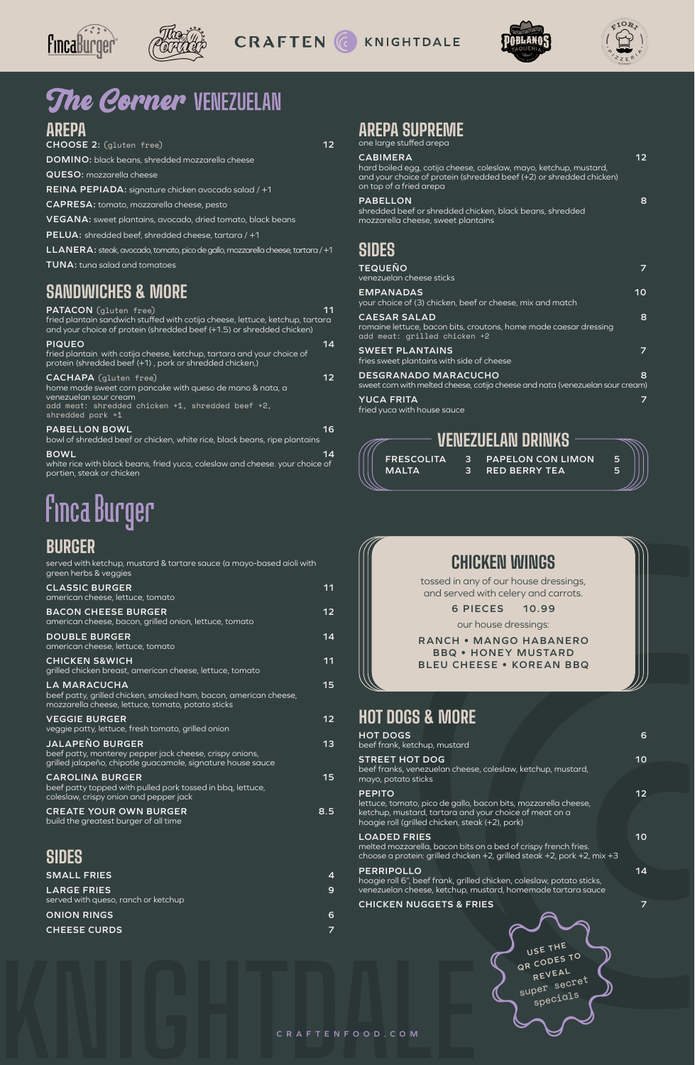FincaBurger · The Corner · CRAFTEN KNIGHTDALE · Poblanos Taqueria · Fiori Pizzeria

# The Corner VENEZUELAN

## AREPA

**CHOOSE 2:** (gluten free) — 12

**DOMINO:** black beans, shredded mozzarella cheese

**QUESO:** mozzarella cheese

**REINA PEPIADA:** signature chicken avocado salad / +1

**CAPRESA:** tomato, mozzarella cheese, pesto

**VEGANA:** sweet plantains, avocado, dried tomato, black beans

**PELUA:** shredded beef, shredded cheese, tartara / +1

**LLANERA:** steak, avocado, tomato, pico de gallo, mozzarella cheese, tartara / +1

**TUNA:** tuna salad and tomatoes

## SANDWICHES & MORE

**PATACON** (gluten free) — 11
fried plantain sandwich stuffed with cotija cheese, lettuce, ketchup, tartara and your choice of protein (shredded beef (+1.5) or shredded chicken)

**PIQUEO** — 14
fried plantain with cotija cheese, ketchup, tartara and your choice of protein (shredded beef (+1) , pork or shredded chicken,)

**CACHAPA** (gluten free) — 12
home made sweet corn pancake with queso de mano & nata, a venezuelan sour cream
add meat: shredded chicken +1, shredded beef +2, shredded pork +1

**PABELLON BOWL** — 16
bowl of shredded beef or chicken, white rice, black beans, ripe plantains

**BOWL** — 14
white rice with black beans, fried yuca, coleslaw and cheese. your choice of portien, steak or chicken

## AREPA SUPREME

one large stuffed arepa

**CABIMERA** — 12
hard boiled egg, cotija cheese, coleslaw, mayo, ketchup, mustard, and your choice of protein (shredded beef (+2) or shredded chicken) on top of a fried arepa

**PABELLON** — 8
shredded beef or shredded chicken, black beans, shredded mozzarella cheese, sweet plantains

## SIDES

**TEQUEÑO** — 7
venezuelan cheese sticks

**EMPANADAS** — 10
your choice of (3) chicken, beef or cheese, mix and match

**CAESAR SALAD** — 8
romaine lettuce, bacon bits, croutons, home made caesar dressing
add meat: grilled chicken +2

**SWEET PLANTAINS** — 7
fries sweet plantains with side of cheese

**DESGRANADO MARACUCHO** — 8
sweet corn with melted cheese, cotija cheese and nata (venezuelan sour cream)

**YUCA FRITA** — 7
fried yuca with house sauce

## VENEZUELAN DRINKS

| | | | |
|---|---|---|---|
| FRESCOLITA | 3 | PAPELON CON LIMON | 5 |
| MALTA | 3 | RED BERRY TEA | 5 |

# Finca Burger

## BURGER

served with ketchup, mustard & tartare sauce (a mayo-based aioli with green herbs & veggies

**CLASSIC BURGER** — 11
american cheese, lettuce, tomato

**BACON CHEESE BURGER** — 12
american cheese, bacon, grilled onion, lettuce, tomato

**DOUBLE BURGER** — 14
american cheese, lettuce, tomato

**CHICKEN S&WICH** — 11
grilled chicken breast, american cheese, lettuce, tomato

**LA MARACUCHA** — 15
beef patty, grilled chicken, smoked ham, bacon, american cheese, mozzarella cheese, lettuce, tomato, potato sticks

**VEGGIE BURGER** — 12
veggie patty, lettuce, fresh tomato, grilled onion

**JALAPEÑO BURGER** — 13
beef patty, monterey pepper jack cheese, crispy onions, grilled jalapeño, chipotle guacamole, signature house sauce

**CAROLINA BURGER** — 15
beef patty topped with pulled pork tossed in bbq, lettuce, coleslaw, crispy onion and pepper jack

**CREATE YOUR OWN BURGER** — 8.5
build the greatest burger of all time

## SIDES

**SMALL FRIES** — 4

**LARGE FRIES** — 9
served with queso, ranch or ketchup

**ONION RINGS** — 6

**CHEESE CURDS** — 7

## CHICKEN WINGS

tossed in any of our house dressings, and served with celery and carrots.

6 PIECES 10.99

our house dressings:

RANCH • MANGO HABANERO
BBQ • HONEY MUSTARD
BLEU CHEESE • KOREAN BBQ

## HOT DOGS & MORE

**HOT DOGS** — 6
beef frank, ketchup, mustard

**STREET HOT DOG** — 10
beef franks, venezuelan cheese, coleslaw, ketchup, mustard, mayo, potato sticks

**PEPITO** — 12
lettuce, tomato, pico de gallo, bacon bits, mozzarella cheese, ketchup, mustard, tartara and your choice of meat on a hoagie roll (grilled chicken, steak (+2), pork)

**LOADED FRIES** — 10
melted mozzarella, bacon bits on a bed of crispy french fries. choose a protein: grilled chicken +2, grilled steak +2, pork +2, mix +3

**PERRIPOLLO** — 14
hoagie roll 6", beef frank, grilled chicken, coleslaw, potato sticks, venezuelan cheese, ketchup, mustard, homemade tartara sauce

**CHICKEN NUGGETS & FRIES** — 7

USE THE QR CODES TO REVEAL super secret specials

KNIGHTDALE

CRAFTENFOOD.COM